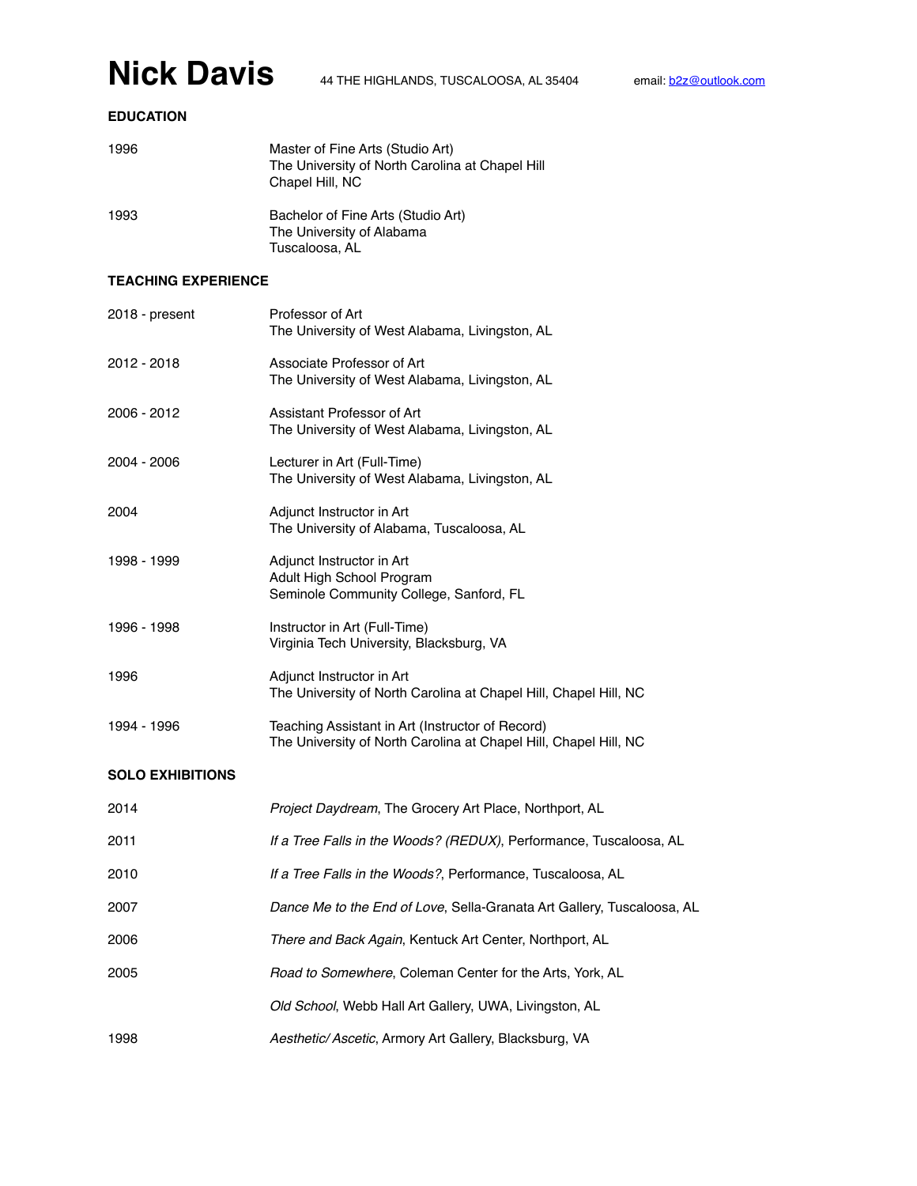# Nick Davis

44 THE HIGHLANDS, TUSCALOOSA, AL 35404 email: b2z@outlook.com

## EDUCATION

1996 — Master of Fine Arts (Studio Art)
The University of North Carolina at Chapel Hill
Chapel Hill, NC

1993 — Bachelor of Fine Arts (Studio Art)
The University of Alabama
Tuscaloosa, AL

## TEACHING EXPERIENCE

2018 - present — Professor of Art
The University of West Alabama, Livingston, AL

2012 - 2018 — Associate Professor of Art
The University of West Alabama, Livingston, AL

2006 - 2012 — Assistant Professor of Art
The University of West Alabama, Livingston, AL

2004 - 2006 — Lecturer in Art (Full-Time)
The University of West Alabama, Livingston, AL

2004 — Adjunct Instructor in Art
The University of Alabama, Tuscaloosa, AL

1998 - 1999 — Adjunct Instructor in Art
Adult High School Program
Seminole Community College, Sanford, FL

1996 - 1998 — Instructor in Art (Full-Time)
Virginia Tech University, Blacksburg, VA

1996 — Adjunct Instructor in Art
The University of North Carolina at Chapel Hill, Chapel Hill, NC

1994 - 1996 — Teaching Assistant in Art (Instructor of Record)
The University of North Carolina at Chapel Hill, Chapel Hill, NC

## SOLO EXHIBITIONS

2014 — *Project Daydream*, The Grocery Art Place, Northport, AL

2011 — *If a Tree Falls in the Woods? (REDUX)*, Performance, Tuscaloosa, AL

2010 — *If a Tree Falls in the Woods?*, Performance, Tuscaloosa, AL

2007 — *Dance Me to the End of Love*, Sella-Granata Art Gallery, Tuscaloosa, AL

2006 — *There and Back Again*, Kentuck Art Center, Northport, AL

2005 — *Road to Somewhere*, Coleman Center for the Arts, York, AL

*Old School*, Webb Hall Art Gallery, UWA, Livingston, AL

1998 — *Aesthetic/ Ascetic*, Armory Art Gallery, Blacksburg, VA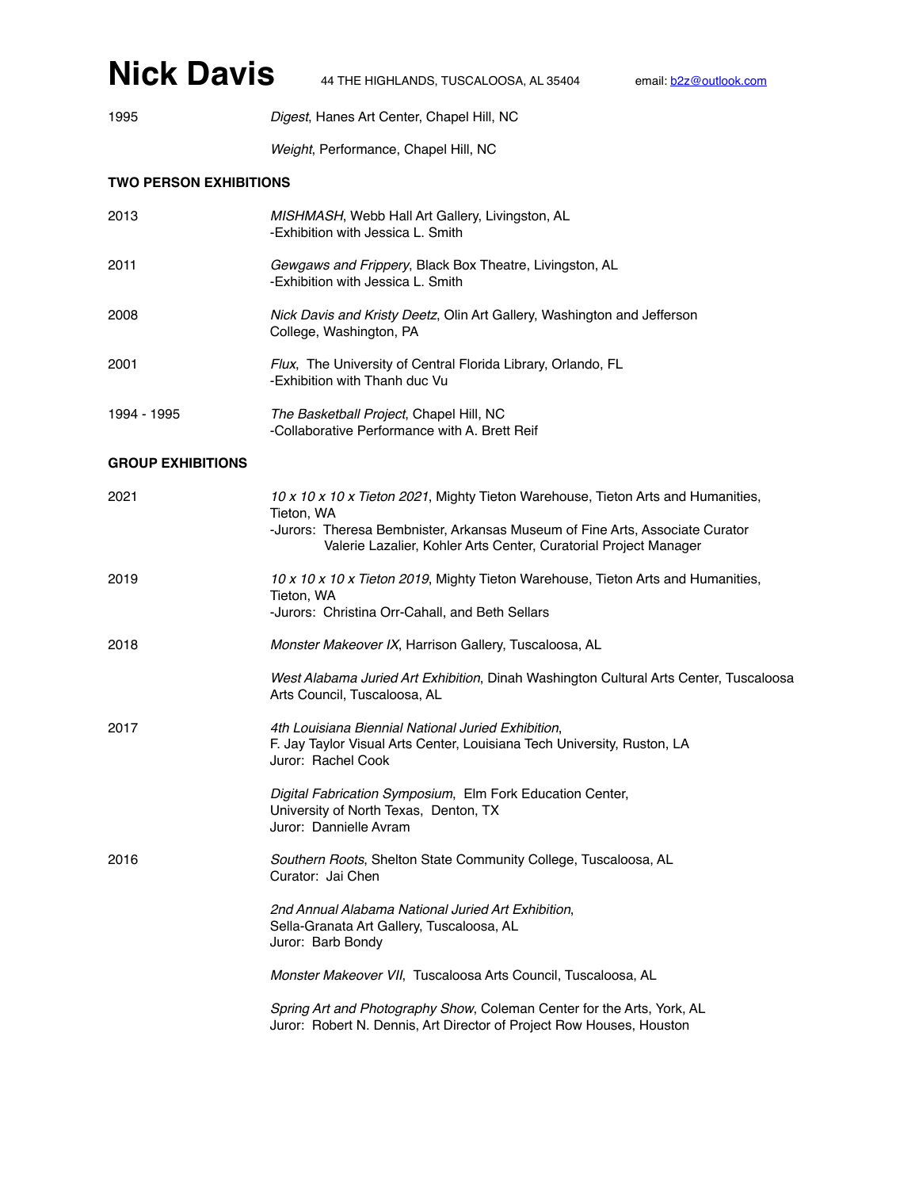# Nick Davis

44 THE HIGHLANDS, TUSCALOOSA, AL 35404 email: b2z@outlook.com

1995 *Digest*, Hanes Art Center, Chapel Hill, NC

*Weight*, Performance, Chapel Hill, NC

## TWO PERSON EXHIBITIONS

2013 *MISHMASH*, Webb Hall Art Gallery, Livingston, AL
-Exhibition with Jessica L. Smith

2011 *Gewgaws and Frippery*, Black Box Theatre, Livingston, AL
-Exhibition with Jessica L. Smith

2008 *Nick Davis and Kristy Deetz*, Olin Art Gallery, Washington and Jefferson College, Washington, PA

2001 *Flux*, The University of Central Florida Library, Orlando, FL
-Exhibition with Thanh duc Vu

1994 - 1995 *The Basketball Project*, Chapel Hill, NC
-Collaborative Performance with A. Brett Reif

## GROUP EXHIBITIONS

2021 *10 x 10 x 10 x Tieton 2021*, Mighty Tieton Warehouse, Tieton Arts and Humanities, Tieton, WA
-Jurors: Theresa Bembnister, Arkansas Museum of Fine Arts, Associate Curator
Valerie Lazalier, Kohler Arts Center, Curatorial Project Manager

2019 *10 x 10 x 10 x Tieton 2019*, Mighty Tieton Warehouse, Tieton Arts and Humanities, Tieton, WA
-Jurors: Christina Orr-Cahall, and Beth Sellars

2018 *Monster Makeover IX*, Harrison Gallery, Tuscaloosa, AL

*West Alabama Juried Art Exhibition*, Dinah Washington Cultural Arts Center, Tuscaloosa Arts Council, Tuscaloosa, AL

2017 *4th Louisiana Biennial National Juried Exhibition*,
F. Jay Taylor Visual Arts Center, Louisiana Tech University, Ruston, LA
Juror: Rachel Cook

*Digital Fabrication Symposium*, Elm Fork Education Center,
University of North Texas, Denton, TX
Juror: Dannielle Avram

2016 *Southern Roots*, Shelton State Community College, Tuscaloosa, AL
Curator: Jai Chen

*2nd Annual Alabama National Juried Art Exhibition*,
Sella-Granata Art Gallery, Tuscaloosa, AL
Juror: Barb Bondy

*Monster Makeover VII*, Tuscaloosa Arts Council, Tuscaloosa, AL

*Spring Art and Photography Show*, Coleman Center for the Arts, York, AL
Juror: Robert N. Dennis, Art Director of Project Row Houses, Houston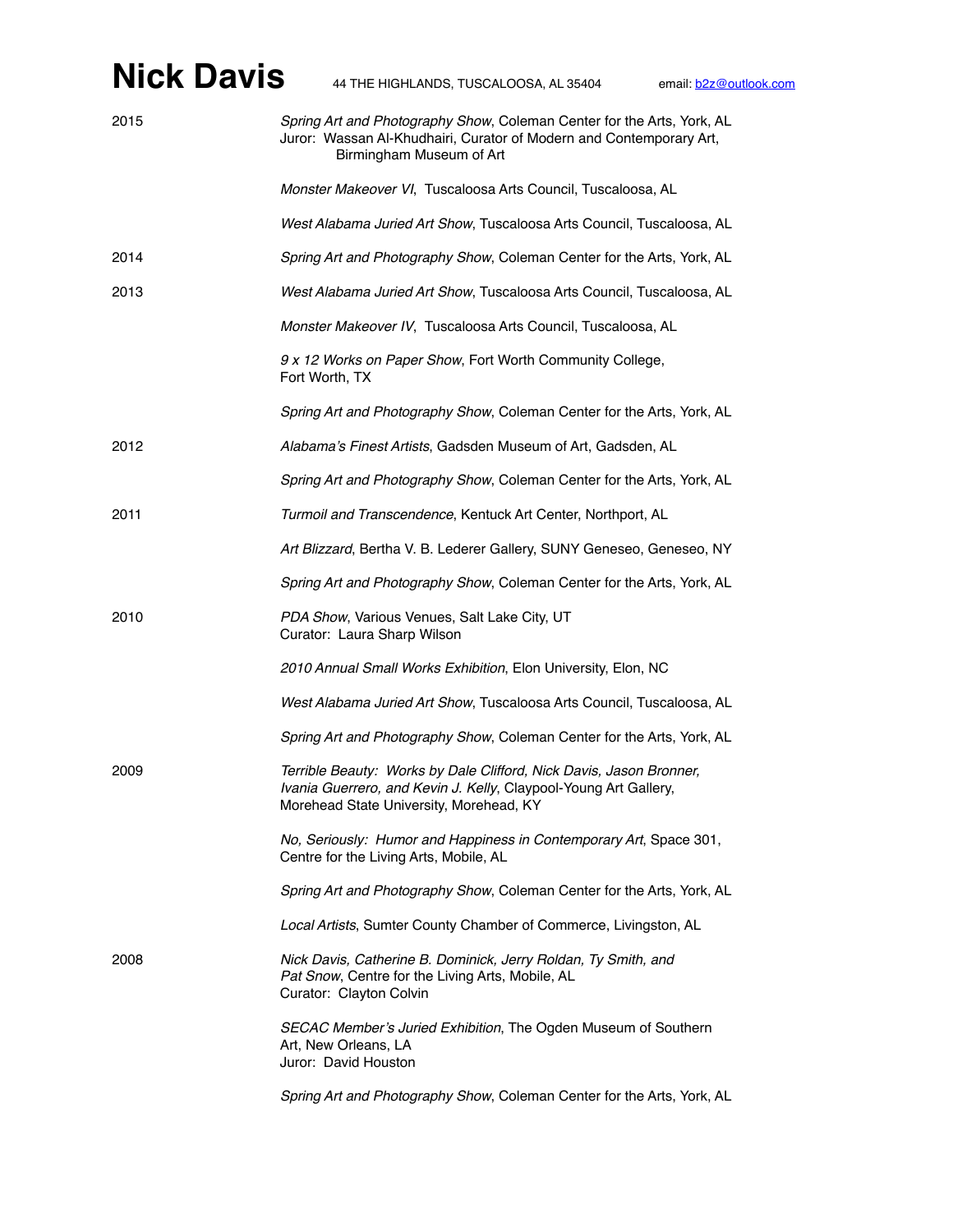# Nick Davis

44 THE HIGHLANDS, TUSCALOOSA, AL 35404 email: b2z@outlook.com

**2015**

*Spring Art and Photography Show*, Coleman Center for the Arts, York, AL
Juror: Wassan Al-Khudhairi, Curator of Modern and Contemporary Art, Birmingham Museum of Art

*Monster Makeover VI*, Tuscaloosa Arts Council, Tuscaloosa, AL

*West Alabama Juried Art Show*, Tuscaloosa Arts Council, Tuscaloosa, AL

**2014**

*Spring Art and Photography Show*, Coleman Center for the Arts, York, AL

**2013**

*West Alabama Juried Art Show*, Tuscaloosa Arts Council, Tuscaloosa, AL

*Monster Makeover IV*, Tuscaloosa Arts Council, Tuscaloosa, AL

*9 x 12 Works on Paper Show*, Fort Worth Community College, Fort Worth, TX

*Spring Art and Photography Show*, Coleman Center for the Arts, York, AL

**2012**

*Alabama's Finest Artists*, Gadsden Museum of Art, Gadsden, AL

*Spring Art and Photography Show*, Coleman Center for the Arts, York, AL

**2011**

*Turmoil and Transcendence*, Kentuck Art Center, Northport, AL

*Art Blizzard*, Bertha V. B. Lederer Gallery, SUNY Geneseo, Geneseo, NY

*Spring Art and Photography Show*, Coleman Center for the Arts, York, AL

**2010**

*PDA Show*, Various Venues, Salt Lake City, UT
Curator: Laura Sharp Wilson

*2010 Annual Small Works Exhibition*, Elon University, Elon, NC

*West Alabama Juried Art Show*, Tuscaloosa Arts Council, Tuscaloosa, AL

*Spring Art and Photography Show*, Coleman Center for the Arts, York, AL

**2009**

*Terrible Beauty: Works by Dale Clifford, Nick Davis, Jason Bronner, Ivania Guerrero, and Kevin J. Kelly*, Claypool-Young Art Gallery, Morehead State University, Morehead, KY

*No, Seriously: Humor and Happiness in Contemporary Art*, Space 301, Centre for the Living Arts, Mobile, AL

*Spring Art and Photography Show*, Coleman Center for the Arts, York, AL

*Local Artists*, Sumter County Chamber of Commerce, Livingston, AL

**2008**

*Nick Davis, Catherine B. Dominick, Jerry Roldan, Ty Smith, and Pat Snow*, Centre for the Living Arts, Mobile, AL
Curator: Clayton Colvin

*SECAC Member's Juried Exhibition*, The Ogden Museum of Southern Art, New Orleans, LA
Juror: David Houston

*Spring Art and Photography Show*, Coleman Center for the Arts, York, AL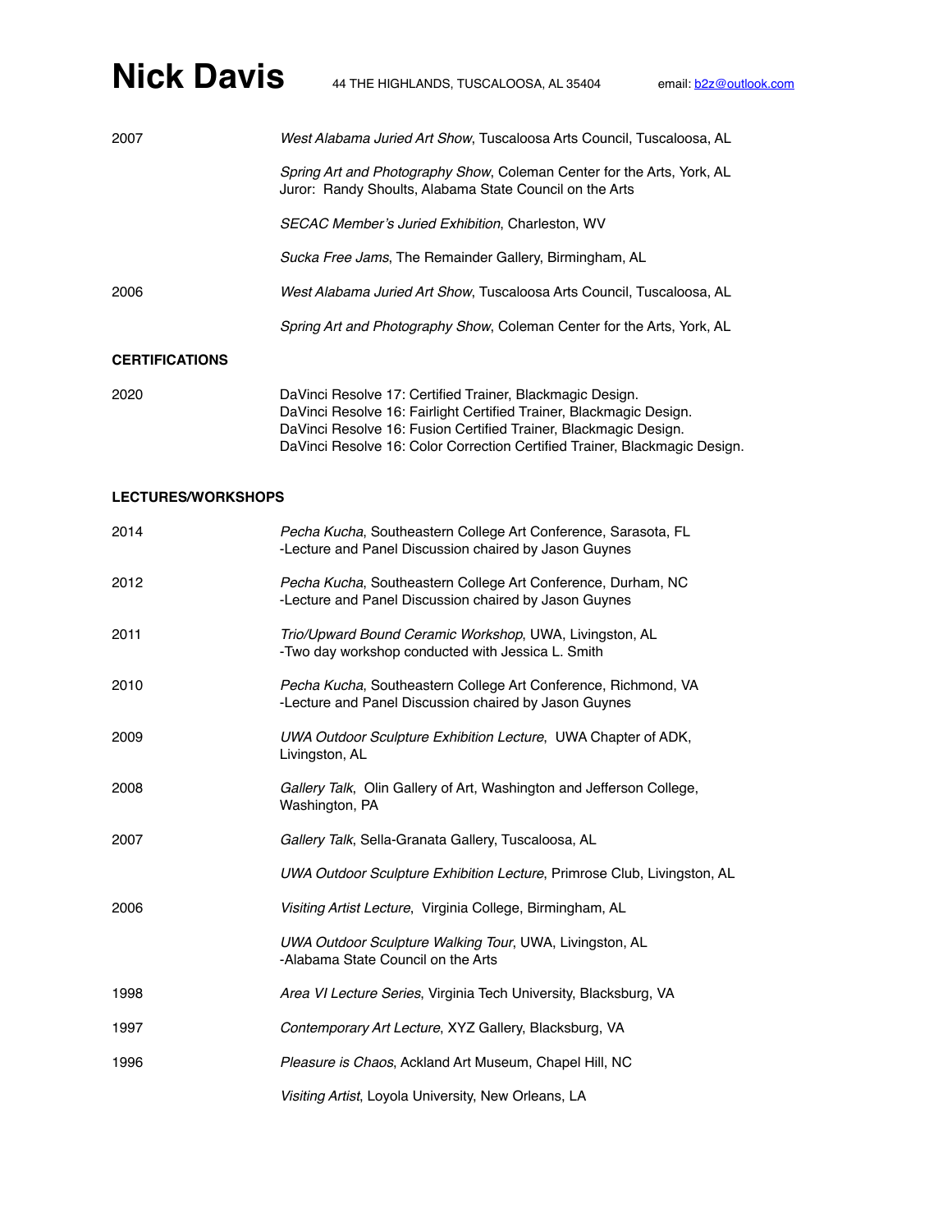# Nick Davis

44 THE HIGHLANDS, TUSCALOOSA, AL 35404 email: [b2z@outlook.com](mailto:b2z@outlook.com)

2007 *West Alabama Juried Art Show*, Tuscaloosa Arts Council, Tuscaloosa, AL

*Spring Art and Photography Show*, Coleman Center for the Arts, York, AL
Juror: Randy Shoults, Alabama State Council on the Arts

*SECAC Member's Juried Exhibition*, Charleston, WV

*Sucka Free Jams*, The Remainder Gallery, Birmingham, AL

2006 *West Alabama Juried Art Show*, Tuscaloosa Arts Council, Tuscaloosa, AL

*Spring Art and Photography Show*, Coleman Center for the Arts, York, AL

## CERTIFICATIONS

2020 DaVinci Resolve 17: Certified Trainer, Blackmagic Design.
DaVinci Resolve 16: Fairlight Certified Trainer, Blackmagic Design.
DaVinci Resolve 16: Fusion Certified Trainer, Blackmagic Design.
DaVinci Resolve 16: Color Correction Certified Trainer, Blackmagic Design.

## LECTURES/WORKSHOPS

2014 *Pecha Kucha*, Southeastern College Art Conference, Sarasota, FL
-Lecture and Panel Discussion chaired by Jason Guynes

2012 *Pecha Kucha*, Southeastern College Art Conference, Durham, NC
-Lecture and Panel Discussion chaired by Jason Guynes

2011 *Trio/Upward Bound Ceramic Workshop*, UWA, Livingston, AL
-Two day workshop conducted with Jessica L. Smith

2010 *Pecha Kucha*, Southeastern College Art Conference, Richmond, VA
-Lecture and Panel Discussion chaired by Jason Guynes

2009 *UWA Outdoor Sculpture Exhibition Lecture*, UWA Chapter of ADK, Livingston, AL

2008 *Gallery Talk*, Olin Gallery of Art, Washington and Jefferson College, Washington, PA

2007 *Gallery Talk*, Sella-Granata Gallery, Tuscaloosa, AL

*UWA Outdoor Sculpture Exhibition Lecture*, Primrose Club, Livingston, AL

2006 *Visiting Artist Lecture*, Virginia College, Birmingham, AL

*UWA Outdoor Sculpture Walking Tour*, UWA, Livingston, AL
-Alabama State Council on the Arts

1998 *Area VI Lecture Series*, Virginia Tech University, Blacksburg, VA

1997 *Contemporary Art Lecture*, XYZ Gallery, Blacksburg, VA

1996 *Pleasure is Chaos*, Ackland Art Museum, Chapel Hill, NC

*Visiting Artist*, Loyola University, New Orleans, LA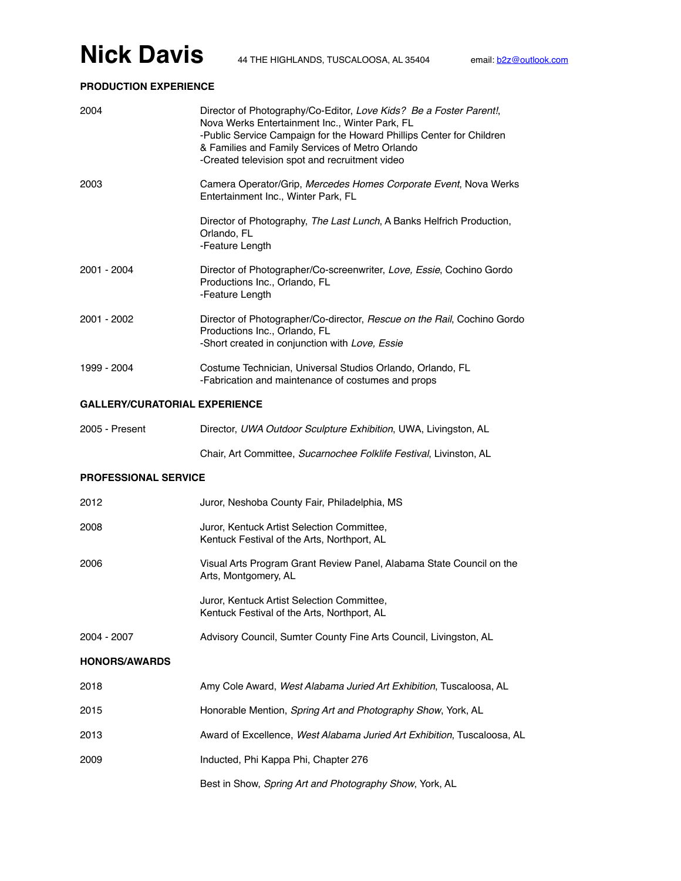# Nick Davis

44 THE HIGHLANDS, TUSCALOOSA, AL 35404 email: b2z@outlook.com

**PRODUCTION EXPERIENCE**

2004 — Director of Photography/Co-Editor, *Love Kids? Be a Foster Parent!*, Nova Werks Entertainment Inc., Winter Park, FL
-Public Service Campaign for the Howard Phillips Center for Children & Families and Family Services of Metro Orlando
-Created television spot and recruitment video

2003 — Camera Operator/Grip, *Mercedes Homes Corporate Event*, Nova Werks Entertainment Inc., Winter Park, FL

Director of Photography, *The Last Lunch*, A Banks Helfrich Production, Orlando, FL
-Feature Length

2001 - 2004 — Director of Photographer/Co-screenwriter, *Love, Essie*, Cochino Gordo Productions Inc., Orlando, FL
-Feature Length

2001 - 2002 — Director of Photographer/Co-director, *Rescue on the Rail*, Cochino Gordo Productions Inc., Orlando, FL
-Short created in conjunction with *Love, Essie*

1999 - 2004 — Costume Technician, Universal Studios Orlando, Orlando, FL
-Fabrication and maintenance of costumes and props

**GALLERY/CURATORIAL EXPERIENCE**

2005 - Present — Director, *UWA Outdoor Sculpture Exhibition*, UWA, Livingston, AL

Chair, Art Committee, *Sucarnochee Folklife Festival*, Livinston, AL

**PROFESSIONAL SERVICE**

2012 — Juror, Neshoba County Fair, Philadelphia, MS

2008 — Juror, Kentuck Artist Selection Committee, Kentuck Festival of the Arts, Northport, AL

2006 — Visual Arts Program Grant Review Panel, Alabama State Council on the Arts, Montgomery, AL

Juror, Kentuck Artist Selection Committee, Kentuck Festival of the Arts, Northport, AL

2004 - 2007 — Advisory Council, Sumter County Fine Arts Council, Livingston, AL

**HONORS/AWARDS**

2018 — Amy Cole Award, *West Alabama Juried Art Exhibition*, Tuscaloosa, AL

2015 — Honorable Mention, *Spring Art and Photography Show*, York, AL

2013 — Award of Excellence, *West Alabama Juried Art Exhibition*, Tuscaloosa, AL

2009 — Inducted, Phi Kappa Phi, Chapter 276

Best in Show, *Spring Art and Photography Show*, York, AL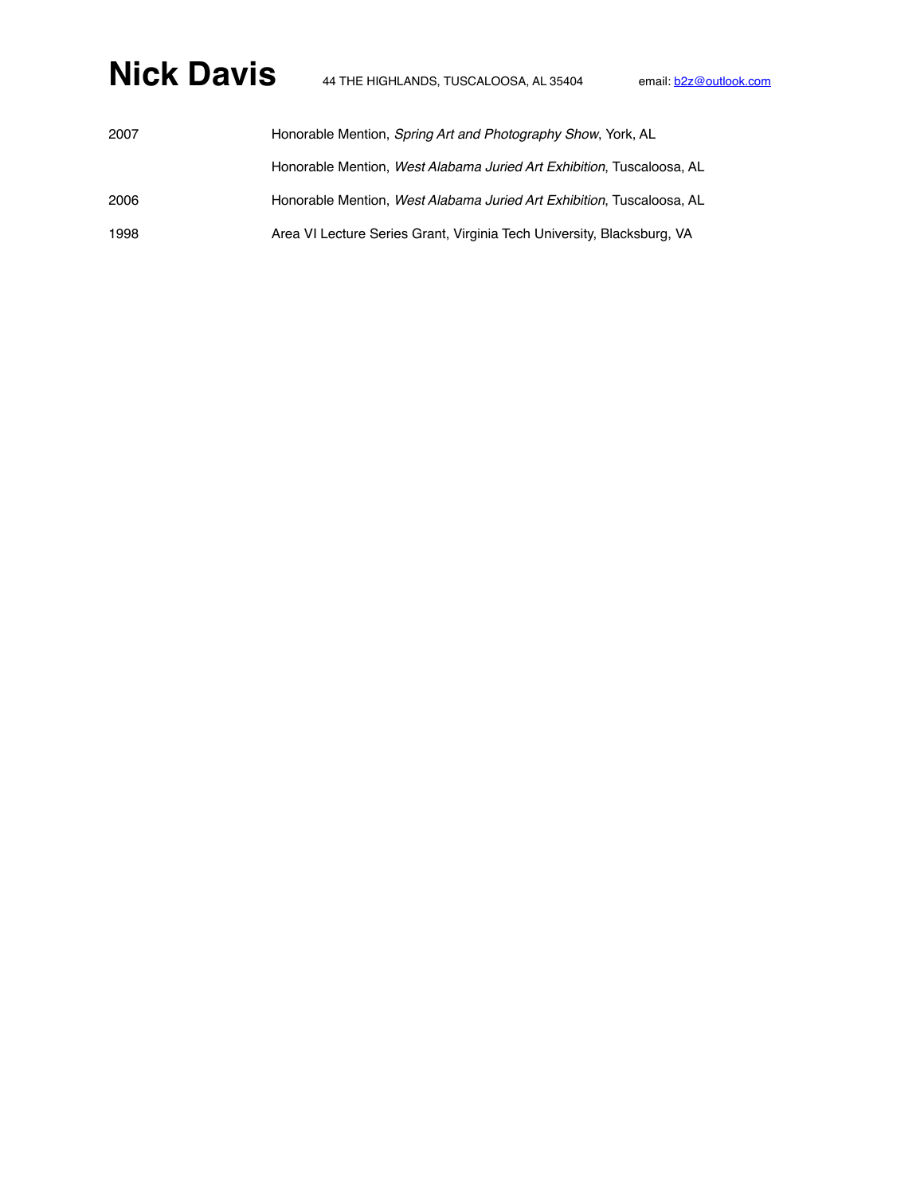# Nick Davis

44 THE HIGHLANDS, TUSCALOOSA, AL 35404 email: b2z@outlook.com

| | |
|---|---|
| 2007 | Honorable Mention, *Spring Art and Photography Show*, York, AL |
| | Honorable Mention, *West Alabama Juried Art Exhibition*, Tuscaloosa, AL |
| 2006 | Honorable Mention, *West Alabama Juried Art Exhibition*, Tuscaloosa, AL |
| 1998 | Area VI Lecture Series Grant, Virginia Tech University, Blacksburg, VA |